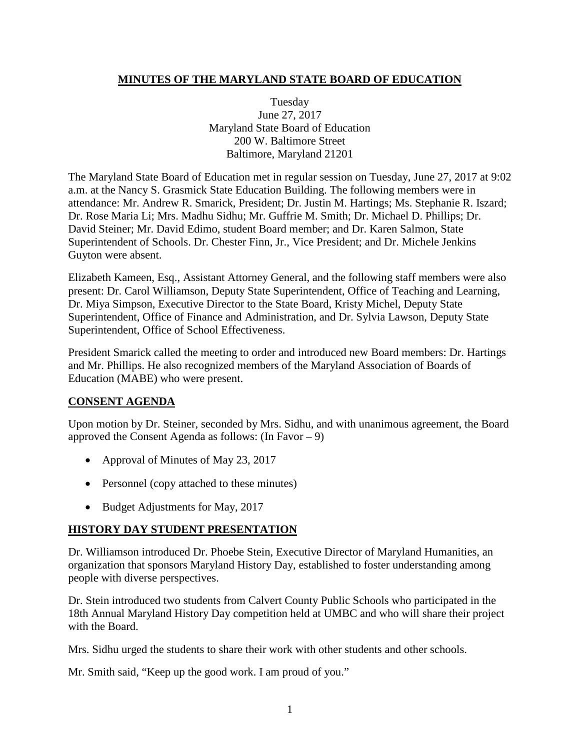# MINUTES OF THE MARYLAND STATE BOARD OF EDUCATION

Tuesday
June 27, 2017
Maryland State Board of Education
200 W. Baltimore Street
Baltimore, Maryland 21201

The Maryland State Board of Education met in regular session on Tuesday, June 27, 2017 at 9:02 a.m. at the Nancy S. Grasmick State Education Building. The following members were in attendance: Mr. Andrew R. Smarick, President; Dr. Justin M. Hartings; Ms. Stephanie R. Iszard; Dr. Rose Maria Li; Mrs. Madhu Sidhu; Mr. Guffrie M. Smith; Dr. Michael D. Phillips; Dr. David Steiner; Mr. David Edimo, student Board member; and Dr. Karen Salmon, State Superintendent of Schools. Dr. Chester Finn, Jr., Vice President; and Dr. Michele Jenkins Guyton were absent.

Elizabeth Kameen, Esq., Assistant Attorney General, and the following staff members were also present: Dr. Carol Williamson, Deputy State Superintendent, Office of Teaching and Learning, Dr. Miya Simpson, Executive Director to the State Board, Kristy Michel, Deputy State Superintendent, Office of Finance and Administration, and Dr. Sylvia Lawson, Deputy State Superintendent, Office of School Effectiveness.

President Smarick called the meeting to order and introduced new Board members: Dr. Hartings and Mr. Phillips. He also recognized members of the Maryland Association of Boards of Education (MABE) who were present.

## CONSENT AGENDA

Upon motion by Dr. Steiner, seconded by Mrs. Sidhu, and with unanimous agreement, the Board approved the Consent Agenda as follows: (In Favor – 9)

- Approval of Minutes of May 23, 2017
- Personnel (copy attached to these minutes)
- Budget Adjustments for May, 2017

## HISTORY DAY STUDENT PRESENTATION

Dr. Williamson introduced Dr. Phoebe Stein, Executive Director of Maryland Humanities, an organization that sponsors Maryland History Day, established to foster understanding among people with diverse perspectives.

Dr. Stein introduced two students from Calvert County Public Schools who participated in the 18th Annual Maryland History Day competition held at UMBC and who will share their project with the Board.

Mrs. Sidhu urged the students to share their work with other students and other schools.

Mr. Smith said, "Keep up the good work. I am proud of you."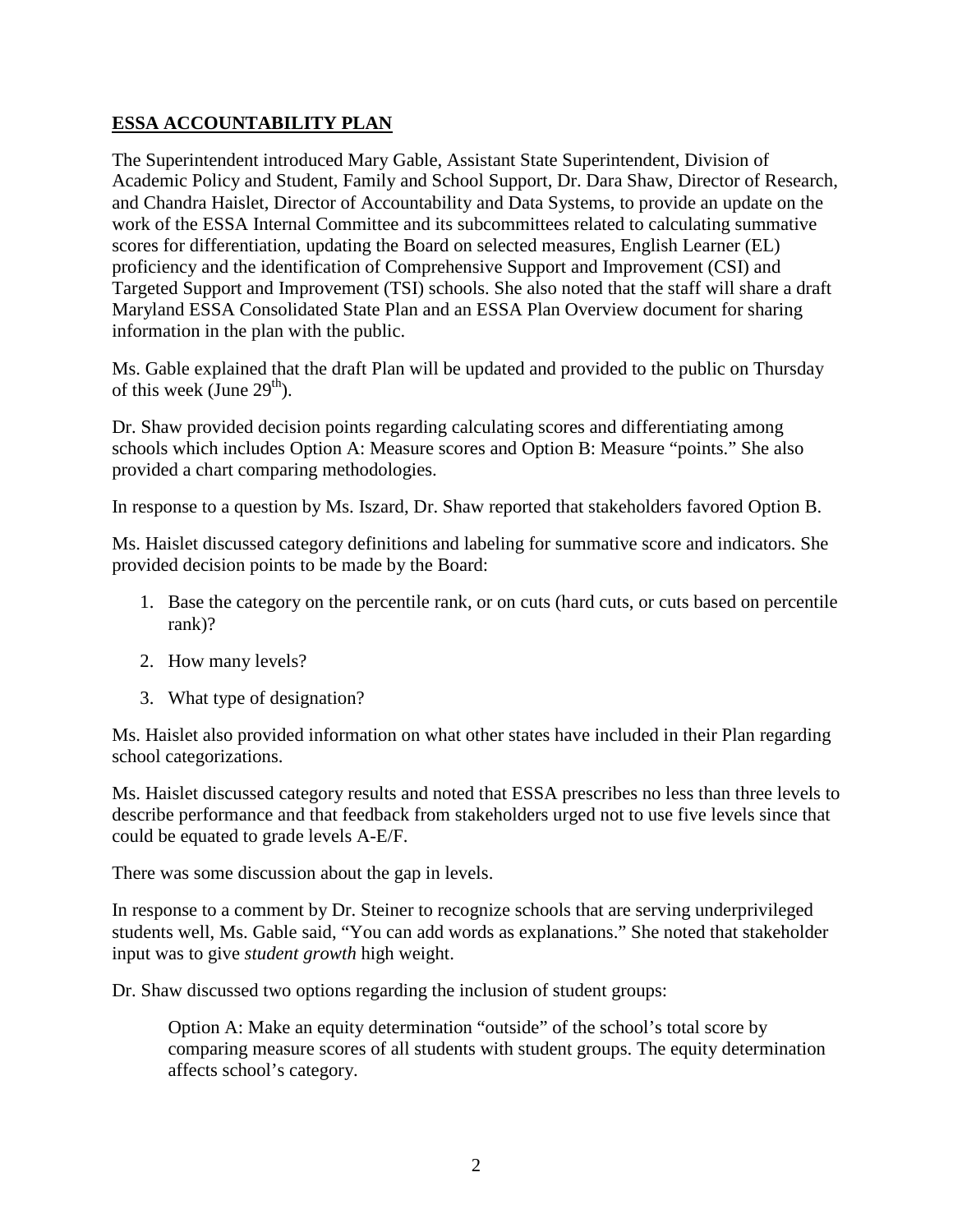## **ESSA ACCOUNTABILITY PLAN**

The Superintendent introduced Mary Gable, Assistant State Superintendent, Division of Academic Policy and Student, Family and School Support, Dr. Dara Shaw, Director of Research, and Chandra Haislet, Director of Accountability and Data Systems, to provide an update on the work of the ESSA Internal Committee and its subcommittees related to calculating summative scores for differentiation, updating the Board on selected measures, English Learner (EL) proficiency and the identification of Comprehensive Support and Improvement (CSI) and Targeted Support and Improvement (TSI) schools. She also noted that the staff will share a draft Maryland ESSA Consolidated State Plan and an ESSA Plan Overview document for sharing information in the plan with the public.

Ms. Gable explained that the draft Plan will be updated and provided to the public on Thursday of this week (June 29th).

Dr. Shaw provided decision points regarding calculating scores and differentiating among schools which includes Option A: Measure scores and Option B: Measure "points." She also provided a chart comparing methodologies.

In response to a question by Ms. Iszard, Dr. Shaw reported that stakeholders favored Option B.

Ms. Haislet discussed category definitions and labeling for summative score and indicators. She provided decision points to be made by the Board:

1. Base the category on the percentile rank, or on cuts (hard cuts, or cuts based on percentile rank)?
2. How many levels?
3. What type of designation?

Ms. Haislet also provided information on what other states have included in their Plan regarding school categorizations.

Ms. Haislet discussed category results and noted that ESSA prescribes no less than three levels to describe performance and that feedback from stakeholders urged not to use five levels since that could be equated to grade levels A-E/F.

There was some discussion about the gap in levels.

In response to a comment by Dr. Steiner to recognize schools that are serving underprivileged students well, Ms. Gable said, "You can add words as explanations." She noted that stakeholder input was to give *student growth* high weight.

Dr. Shaw discussed two options regarding the inclusion of student groups:

> Option A: Make an equity determination "outside" of the school's total score by comparing measure scores of all students with student groups. The equity determination affects school's category.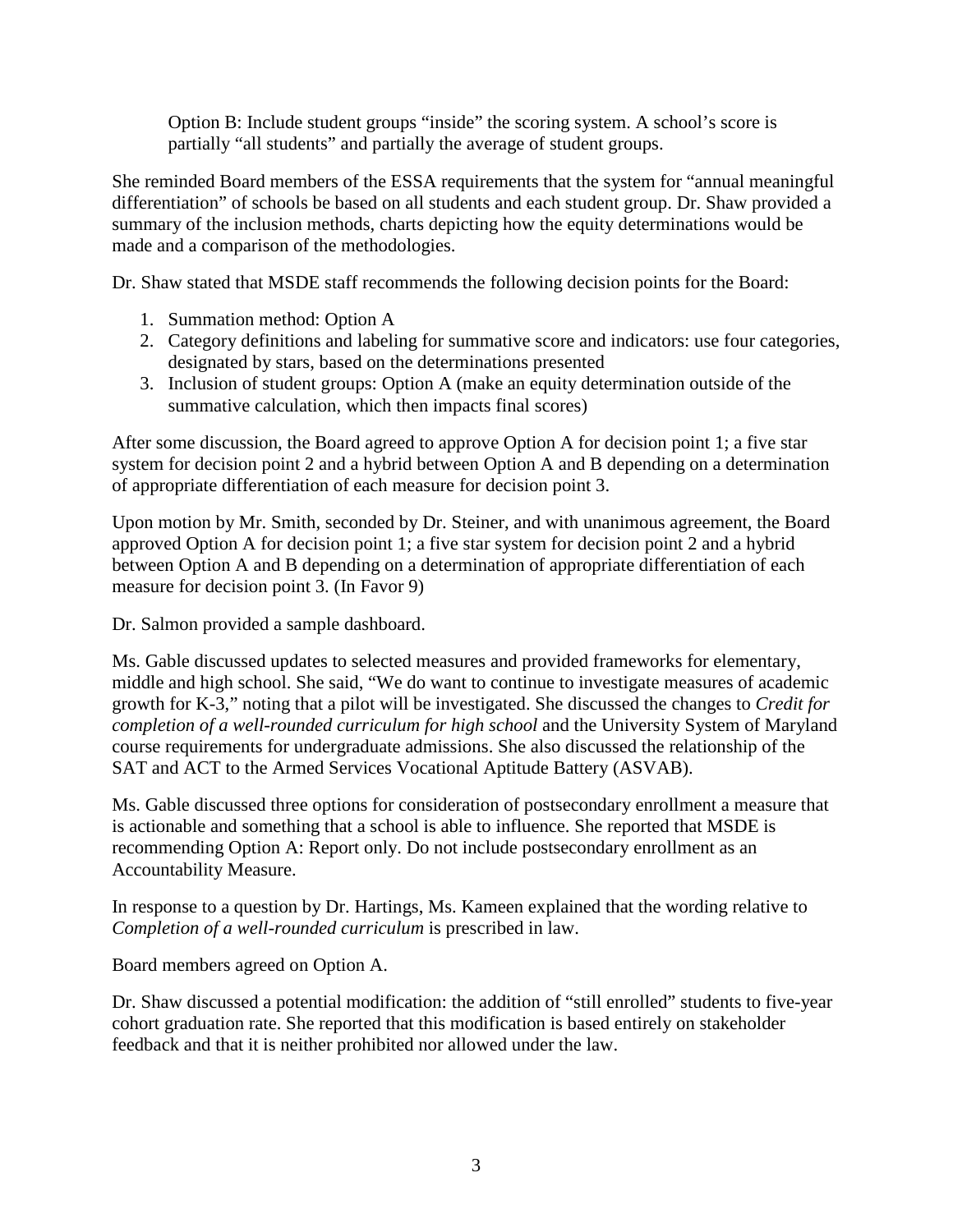Option B: Include student groups "inside" the scoring system. A school's score is partially "all students" and partially the average of student groups.

She reminded Board members of the ESSA requirements that the system for "annual meaningful differentiation" of schools be based on all students and each student group. Dr. Shaw provided a summary of the inclusion methods, charts depicting how the equity determinations would be made and a comparison of the methodologies.

Dr. Shaw stated that MSDE staff recommends the following decision points for the Board:

1. Summation method: Option A
2. Category definitions and labeling for summative score and indicators: use four categories, designated by stars, based on the determinations presented
3. Inclusion of student groups: Option A (make an equity determination outside of the summative calculation, which then impacts final scores)

After some discussion, the Board agreed to approve Option A for decision point 1; a five star system for decision point 2 and a hybrid between Option A and B depending on a determination of appropriate differentiation of each measure for decision point 3.

Upon motion by Mr. Smith, seconded by Dr. Steiner, and with unanimous agreement, the Board approved Option A for decision point 1; a five star system for decision point 2 and a hybrid between Option A and B depending on a determination of appropriate differentiation of each measure for decision point 3. (In Favor 9)

Dr. Salmon provided a sample dashboard.

Ms. Gable discussed updates to selected measures and provided frameworks for elementary, middle and high school. She said, "We do want to continue to investigate measures of academic growth for K-3," noting that a pilot will be investigated. She discussed the changes to *Credit for completion of a well-rounded curriculum for high school* and the University System of Maryland course requirements for undergraduate admissions. She also discussed the relationship of the SAT and ACT to the Armed Services Vocational Aptitude Battery (ASVAB).

Ms. Gable discussed three options for consideration of postsecondary enrollment a measure that is actionable and something that a school is able to influence. She reported that MSDE is recommending Option A: Report only. Do not include postsecondary enrollment as an Accountability Measure.

In response to a question by Dr. Hartings, Ms. Kameen explained that the wording relative to *Completion of a well-rounded curriculum* is prescribed in law.

Board members agreed on Option A.

Dr. Shaw discussed a potential modification: the addition of "still enrolled" students to five-year cohort graduation rate. She reported that this modification is based entirely on stakeholder feedback and that it is neither prohibited nor allowed under the law.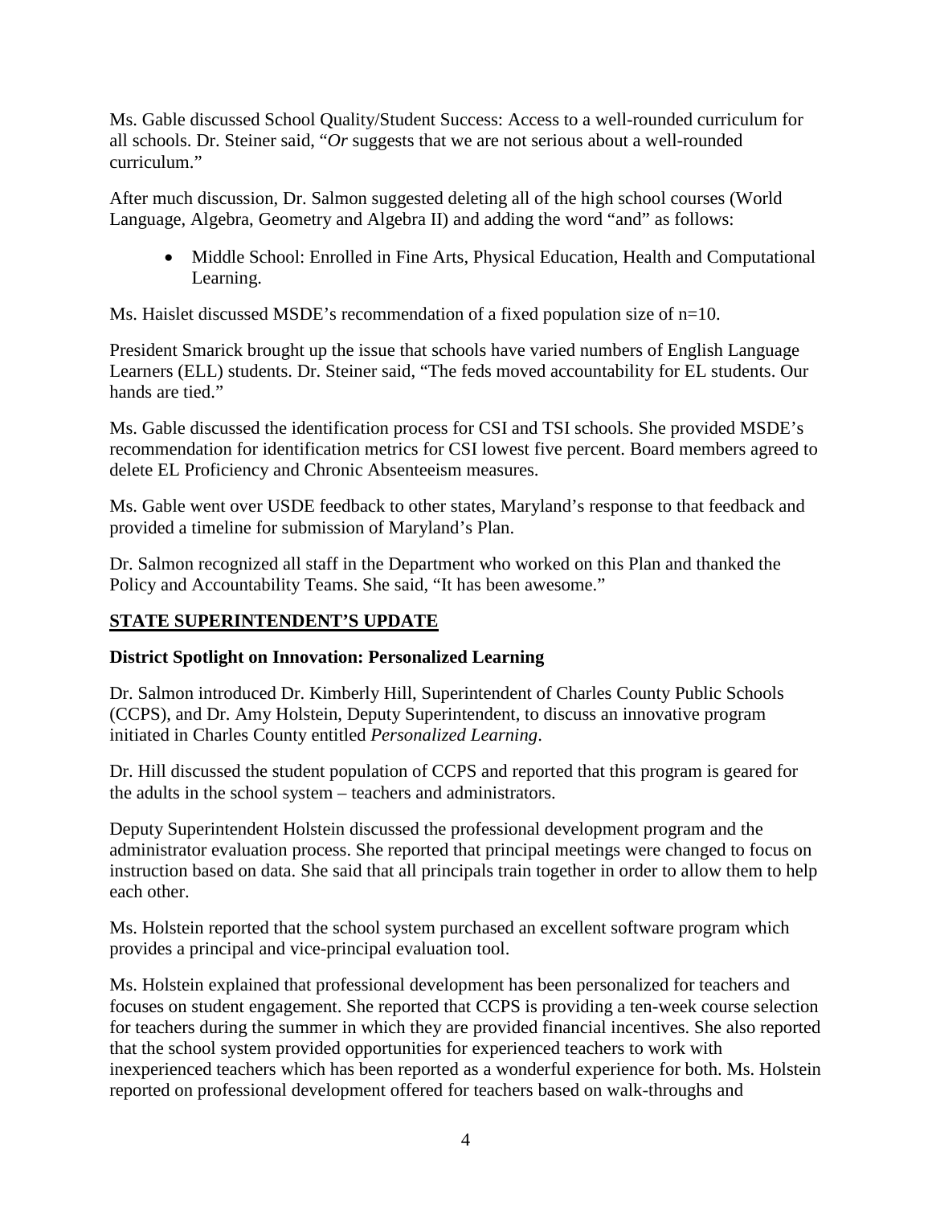Ms. Gable discussed School Quality/Student Success: Access to a well-rounded curriculum for all schools. Dr. Steiner said, "*Or* suggests that we are not serious about a well-rounded curriculum."

After much discussion, Dr. Salmon suggested deleting all of the high school courses (World Language, Algebra, Geometry and Algebra II) and adding the word "and" as follows:

- Middle School: Enrolled in Fine Arts, Physical Education, Health and Computational Learning.

Ms. Haislet discussed MSDE's recommendation of a fixed population size of n=10.

President Smarick brought up the issue that schools have varied numbers of English Language Learners (ELL) students. Dr. Steiner said, "The feds moved accountability for EL students. Our hands are tied."

Ms. Gable discussed the identification process for CSI and TSI schools. She provided MSDE's recommendation for identification metrics for CSI lowest five percent. Board members agreed to delete EL Proficiency and Chronic Absenteeism measures.

Ms. Gable went over USDE feedback to other states, Maryland's response to that feedback and provided a timeline for submission of Maryland's Plan.

Dr. Salmon recognized all staff in the Department who worked on this Plan and thanked the Policy and Accountability Teams. She said, "It has been awesome."

## STATE SUPERINTENDENT'S UPDATE

### District Spotlight on Innovation: Personalized Learning

Dr. Salmon introduced Dr. Kimberly Hill, Superintendent of Charles County Public Schools (CCPS), and Dr. Amy Holstein, Deputy Superintendent, to discuss an innovative program initiated in Charles County entitled *Personalized Learning*.

Dr. Hill discussed the student population of CCPS and reported that this program is geared for the adults in the school system – teachers and administrators.

Deputy Superintendent Holstein discussed the professional development program and the administrator evaluation process. She reported that principal meetings were changed to focus on instruction based on data. She said that all principals train together in order to allow them to help each other.

Ms. Holstein reported that the school system purchased an excellent software program which provides a principal and vice-principal evaluation tool.

Ms. Holstein explained that professional development has been personalized for teachers and focuses on student engagement. She reported that CCPS is providing a ten-week course selection for teachers during the summer in which they are provided financial incentives. She also reported that the school system provided opportunities for experienced teachers to work with inexperienced teachers which has been reported as a wonderful experience for both. Ms. Holstein reported on professional development offered for teachers based on walk-throughs and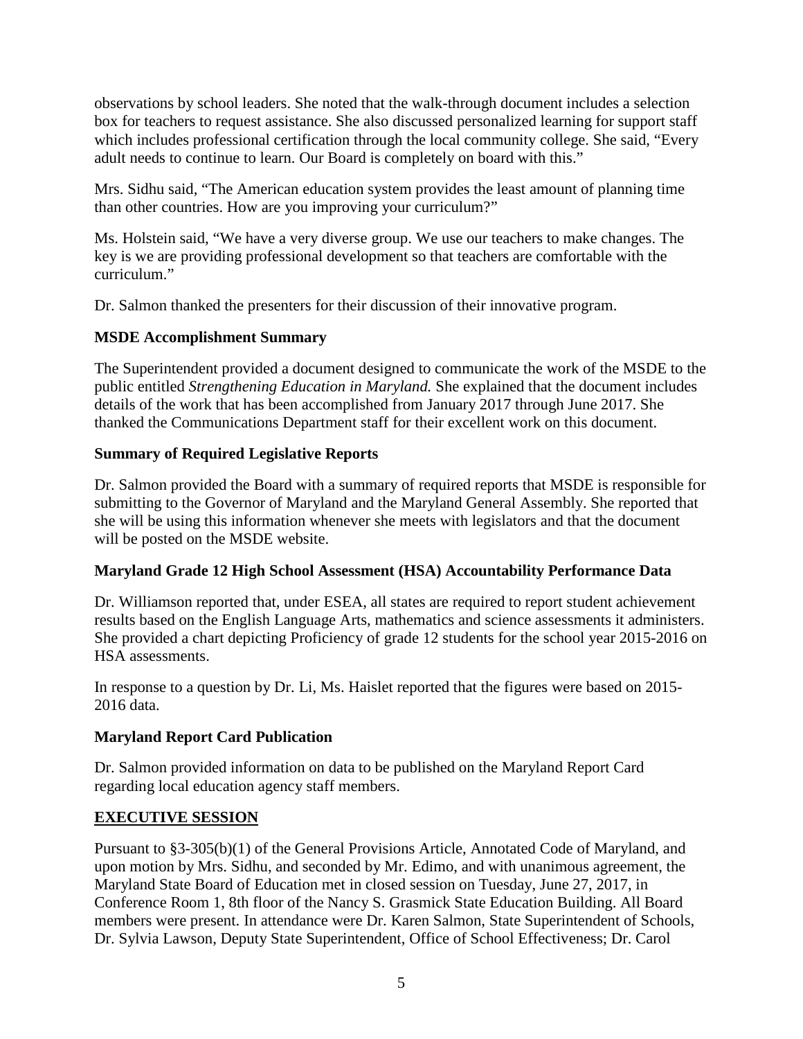observations by school leaders. She noted that the walk-through document includes a selection box for teachers to request assistance. She also discussed personalized learning for support staff which includes professional certification through the local community college. She said, "Every adult needs to continue to learn. Our Board is completely on board with this."

Mrs. Sidhu said, "The American education system provides the least amount of planning time than other countries. How are you improving your curriculum?"

Ms. Holstein said, "We have a very diverse group. We use our teachers to make changes. The key is we are providing professional development so that teachers are comfortable with the curriculum."

Dr. Salmon thanked the presenters for their discussion of their innovative program.

**MSDE Accomplishment Summary**

The Superintendent provided a document designed to communicate the work of the MSDE to the public entitled *Strengthening Education in Maryland.* She explained that the document includes details of the work that has been accomplished from January 2017 through June 2017. She thanked the Communications Department staff for their excellent work on this document.

**Summary of Required Legislative Reports**

Dr. Salmon provided the Board with a summary of required reports that MSDE is responsible for submitting to the Governor of Maryland and the Maryland General Assembly. She reported that she will be using this information whenever she meets with legislators and that the document will be posted on the MSDE website.

**Maryland Grade 12 High School Assessment (HSA) Accountability Performance Data**

Dr. Williamson reported that, under ESEA, all states are required to report student achievement results based on the English Language Arts, mathematics and science assessments it administers. She provided a chart depicting Proficiency of grade 12 students for the school year 2015-2016 on HSA assessments.

In response to a question by Dr. Li, Ms. Haislet reported that the figures were based on 2015-2016 data.

**Maryland Report Card Publication**

Dr. Salmon provided information on data to be published on the Maryland Report Card regarding local education agency staff members.

## EXECUTIVE SESSION

Pursuant to §3-305(b)(1) of the General Provisions Article, Annotated Code of Maryland, and upon motion by Mrs. Sidhu, and seconded by Mr. Edimo, and with unanimous agreement, the Maryland State Board of Education met in closed session on Tuesday, June 27, 2017, in Conference Room 1, 8th floor of the Nancy S. Grasmick State Education Building. All Board members were present. In attendance were Dr. Karen Salmon, State Superintendent of Schools, Dr. Sylvia Lawson, Deputy State Superintendent, Office of School Effectiveness; Dr. Carol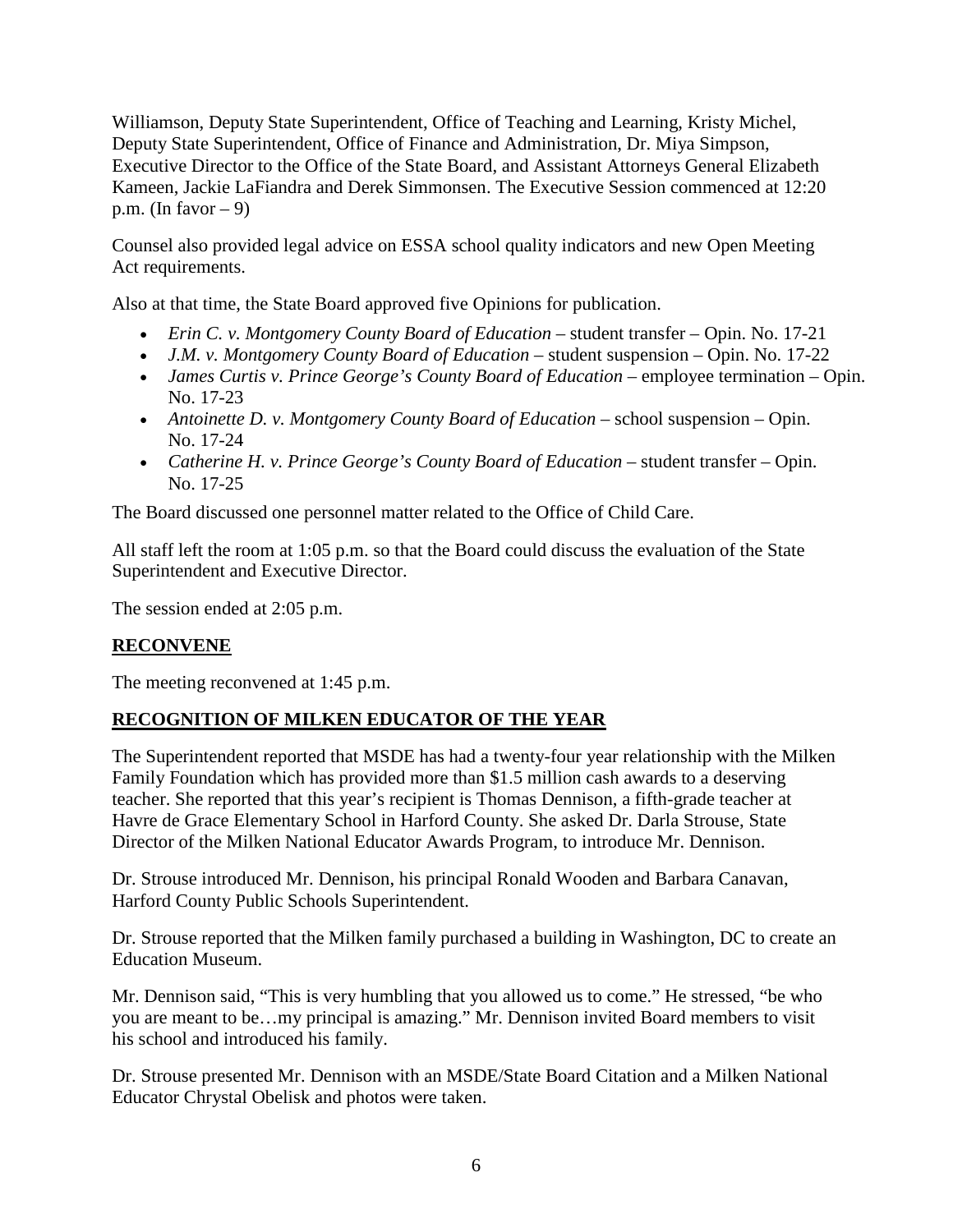Williamson, Deputy State Superintendent, Office of Teaching and Learning, Kristy Michel, Deputy State Superintendent, Office of Finance and Administration, Dr. Miya Simpson, Executive Director to the Office of the State Board, and Assistant Attorneys General Elizabeth Kameen, Jackie LaFiandra and Derek Simmonsen. The Executive Session commenced at 12:20 p.m. (In favor – 9)

Counsel also provided legal advice on ESSA school quality indicators and new Open Meeting Act requirements.

Also at that time, the State Board approved five Opinions for publication.

- *Erin C. v. Montgomery County Board of Education* – student transfer – Opin. No. 17-21
- *J.M. v. Montgomery County Board of Education* – student suspension – Opin. No. 17-22
- *James Curtis v. Prince George's County Board of Education* – employee termination – Opin. No. 17-23
- *Antoinette D. v. Montgomery County Board of Education* – school suspension – Opin. No. 17-24
- *Catherine H. v. Prince George's County Board of Education* – student transfer – Opin. No. 17-25

The Board discussed one personnel matter related to the Office of Child Care.

All staff left the room at 1:05 p.m. so that the Board could discuss the evaluation of the State Superintendent and Executive Director.

The session ended at 2:05 p.m.

## **RECONVENE**

The meeting reconvened at 1:45 p.m.

## **RECOGNITION OF MILKEN EDUCATOR OF THE YEAR**

The Superintendent reported that MSDE has had a twenty-four year relationship with the Milken Family Foundation which has provided more than $1.5 million cash awards to a deserving teacher. She reported that this year's recipient is Thomas Dennison, a fifth-grade teacher at Havre de Grace Elementary School in Harford County. She asked Dr. Darla Strouse, State Director of the Milken National Educator Awards Program, to introduce Mr. Dennison.

Dr. Strouse introduced Mr. Dennison, his principal Ronald Wooden and Barbara Canavan, Harford County Public Schools Superintendent.

Dr. Strouse reported that the Milken family purchased a building in Washington, DC to create an Education Museum.

Mr. Dennison said, "This is very humbling that you allowed us to come." He stressed, "be who you are meant to be…my principal is amazing." Mr. Dennison invited Board members to visit his school and introduced his family.

Dr. Strouse presented Mr. Dennison with an MSDE/State Board Citation and a Milken National Educator Chrystal Obelisk and photos were taken.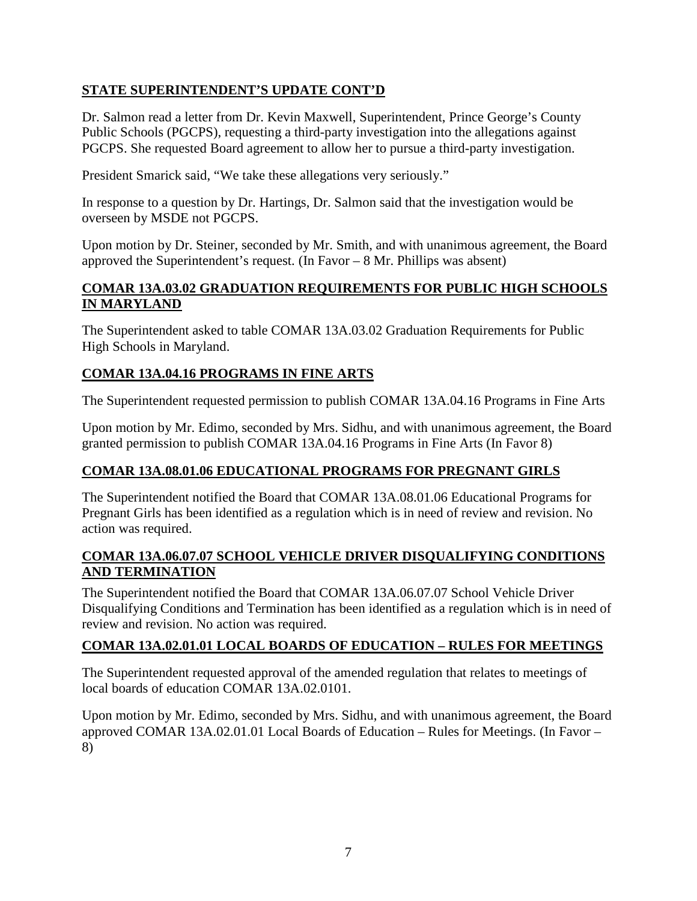## STATE SUPERINTENDENT'S UPDATE CONT'D

Dr. Salmon read a letter from Dr. Kevin Maxwell, Superintendent, Prince George's County Public Schools (PGCPS), requesting a third-party investigation into the allegations against PGCPS. She requested Board agreement to allow her to pursue a third-party investigation.

President Smarick said, "We take these allegations very seriously."

In response to a question by Dr. Hartings, Dr. Salmon said that the investigation would be overseen by MSDE not PGCPS.

Upon motion by Dr. Steiner, seconded by Mr. Smith, and with unanimous agreement, the Board approved the Superintendent's request. (In Favor – 8 Mr. Phillips was absent)

## COMAR 13A.03.02 GRADUATION REQUIREMENTS FOR PUBLIC HIGH SCHOOLS IN MARYLAND

The Superintendent asked to table COMAR 13A.03.02 Graduation Requirements for Public High Schools in Maryland.

## COMAR 13A.04.16 PROGRAMS IN FINE ARTS

The Superintendent requested permission to publish COMAR 13A.04.16 Programs in Fine Arts

Upon motion by Mr. Edimo, seconded by Mrs. Sidhu, and with unanimous agreement, the Board granted permission to publish COMAR 13A.04.16 Programs in Fine Arts (In Favor 8)

## COMAR 13A.08.01.06 EDUCATIONAL PROGRAMS FOR PREGNANT GIRLS

The Superintendent notified the Board that COMAR 13A.08.01.06 Educational Programs for Pregnant Girls has been identified as a regulation which is in need of review and revision. No action was required.

## COMAR 13A.06.07.07 SCHOOL VEHICLE DRIVER DISQUALIFYING CONDITIONS AND TERMINATION

The Superintendent notified the Board that COMAR 13A.06.07.07 School Vehicle Driver Disqualifying Conditions and Termination has been identified as a regulation which is in need of review and revision. No action was required.

## COMAR 13A.02.01.01 LOCAL BOARDS OF EDUCATION – RULES FOR MEETINGS

The Superintendent requested approval of the amended regulation that relates to meetings of local boards of education COMAR 13A.02.0101.

Upon motion by Mr. Edimo, seconded by Mrs. Sidhu, and with unanimous agreement, the Board approved COMAR 13A.02.01.01 Local Boards of Education – Rules for Meetings. (In Favor – 8)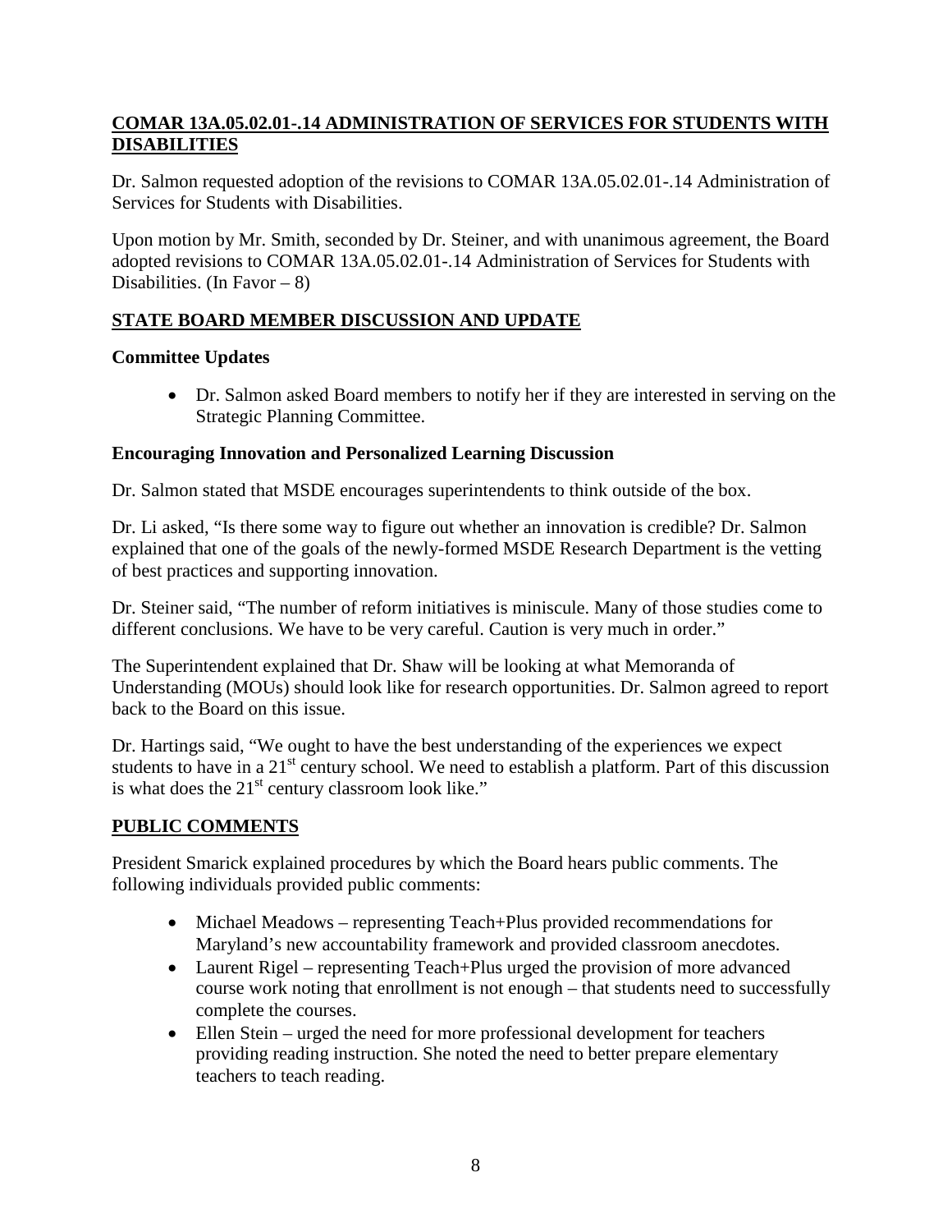## COMAR 13A.05.02.01-.14 ADMINISTRATION OF SERVICES FOR STUDENTS WITH DISABILITIES

Dr. Salmon requested adoption of the revisions to COMAR 13A.05.02.01-.14 Administration of Services for Students with Disabilities.

Upon motion by Mr. Smith, seconded by Dr. Steiner, and with unanimous agreement, the Board adopted revisions to COMAR 13A.05.02.01-.14 Administration of Services for Students with Disabilities. (In Favor – 8)

## STATE BOARD MEMBER DISCUSSION AND UPDATE

### Committee Updates

- Dr. Salmon asked Board members to notify her if they are interested in serving on the Strategic Planning Committee.

### Encouraging Innovation and Personalized Learning Discussion

Dr. Salmon stated that MSDE encourages superintendents to think outside of the box.

Dr. Li asked, "Is there some way to figure out whether an innovation is credible? Dr. Salmon explained that one of the goals of the newly-formed MSDE Research Department is the vetting of best practices and supporting innovation.

Dr. Steiner said, "The number of reform initiatives is miniscule. Many of those studies come to different conclusions. We have to be very careful. Caution is very much in order."

The Superintendent explained that Dr. Shaw will be looking at what Memoranda of Understanding (MOUs) should look like for research opportunities. Dr. Salmon agreed to report back to the Board on this issue.

Dr. Hartings said, "We ought to have the best understanding of the experiences we expect students to have in a 21st century school. We need to establish a platform. Part of this discussion is what does the 21st century classroom look like."

## PUBLIC COMMENTS

President Smarick explained procedures by which the Board hears public comments. The following individuals provided public comments:

- Michael Meadows – representing Teach+Plus provided recommendations for Maryland's new accountability framework and provided classroom anecdotes.
- Laurent Rigel – representing Teach+Plus urged the provision of more advanced course work noting that enrollment is not enough – that students need to successfully complete the courses.
- Ellen Stein – urged the need for more professional development for teachers providing reading instruction. She noted the need to better prepare elementary teachers to teach reading.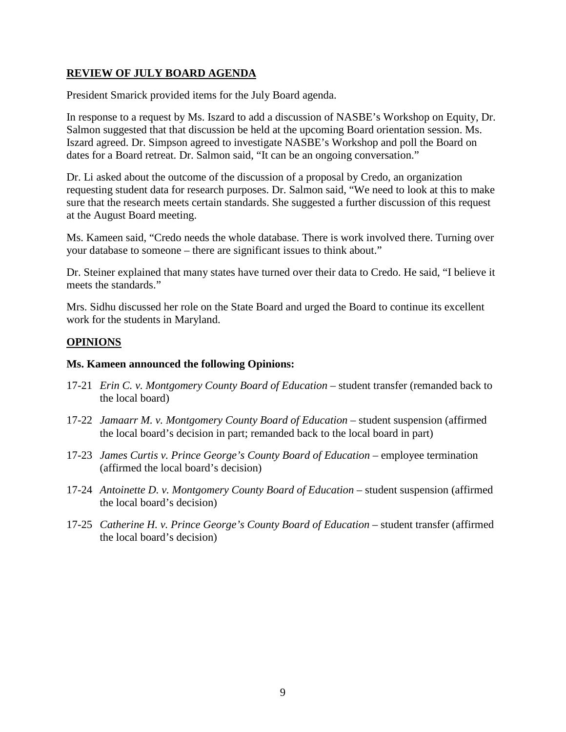## <u>REVIEW OF JULY BOARD AGENDA</u>

President Smarick provided items for the July Board agenda.

In response to a request by Ms. Iszard to add a discussion of NASBE's Workshop on Equity, Dr. Salmon suggested that that discussion be held at the upcoming Board orientation session. Ms. Iszard agreed. Dr. Simpson agreed to investigate NASBE's Workshop and poll the Board on dates for a Board retreat. Dr. Salmon said, "It can be an ongoing conversation."

Dr. Li asked about the outcome of the discussion of a proposal by Credo, an organization requesting student data for research purposes. Dr. Salmon said, "We need to look at this to make sure that the research meets certain standards. She suggested a further discussion of this request at the August Board meeting.

Ms. Kameen said, "Credo needs the whole database. There is work involved there. Turning over your database to someone – there are significant issues to think about."

Dr. Steiner explained that many states have turned over their data to Credo. He said, "I believe it meets the standards."

Mrs. Sidhu discussed her role on the State Board and urged the Board to continue its excellent work for the students in Maryland.

## <u>OPINIONS</u>

**Ms. Kameen announced the following Opinions:**

17-21 *Erin C. v. Montgomery County Board of Education* – student transfer (remanded back to the local board)

17-22 *Jamaarr M. v. Montgomery County Board of Education* – student suspension (affirmed the local board's decision in part; remanded back to the local board in part)

17-23 *James Curtis v. Prince George's County Board of Education* – employee termination (affirmed the local board's decision)

17-24 *Antoinette D. v. Montgomery County Board of Education* – student suspension (affirmed the local board's decision)

17-25 *Catherine H. v. Prince George's County Board of Education* – student transfer (affirmed the local board's decision)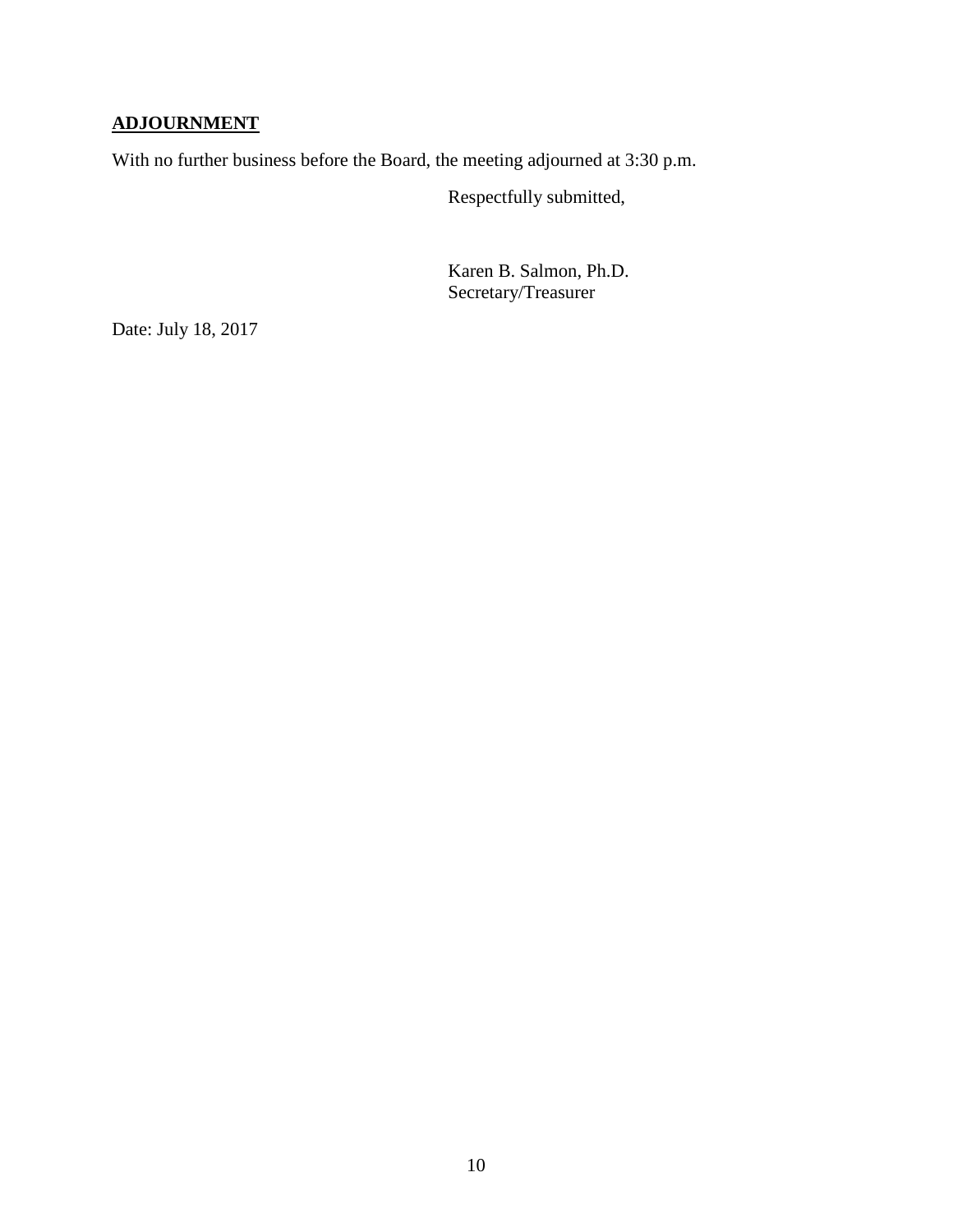## ADJOURNMENT

With no further business before the Board, the meeting adjourned at 3:30 p.m.

Respectfully submitted,

Karen B. Salmon, Ph.D.
Secretary/Treasurer

Date: July 18, 2017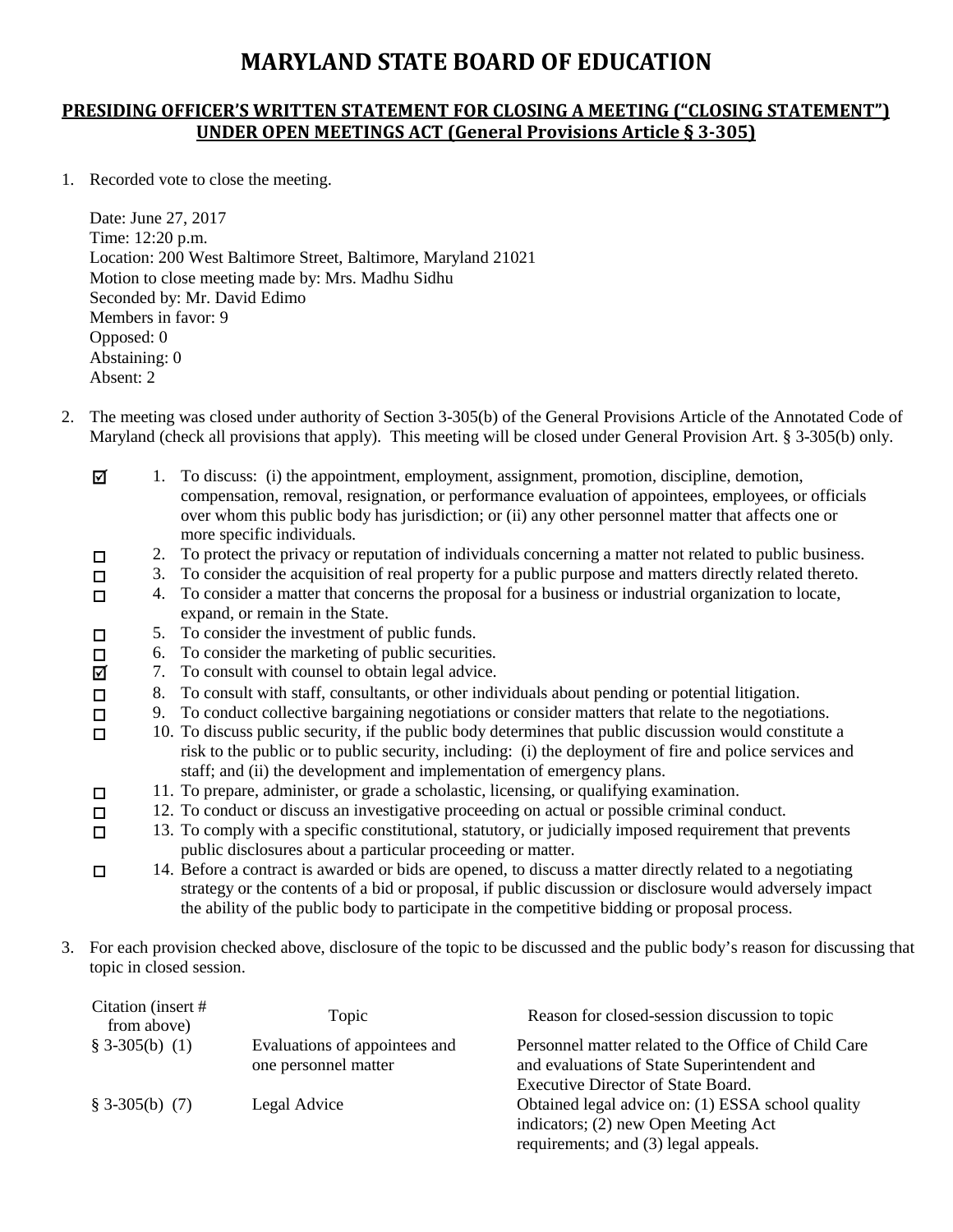# MARYLAND STATE BOARD OF EDUCATION

## PRESIDING OFFICER'S WRITTEN STATEMENT FOR CLOSING A MEETING ("CLOSING STATEMENT") UNDER OPEN MEETINGS ACT (General Provisions Article § 3-305)

1. Recorded vote to close the meeting.

   Date: June 27, 2017
   Time: 12:20 p.m.
   Location: 200 West Baltimore Street, Baltimore, Maryland 21021
   Motion to close meeting made by: Mrs. Madhu Sidhu
   Seconded by: Mr. David Edimo
   Members in favor: 9
   Opposed: 0
   Abstaining: 0
   Absent: 2

2. The meeting was closed under authority of Section 3-305(b) of the General Provisions Article of the Annotated Code of Maryland (check all provisions that apply). This meeting will be closed under General Provision Art. § 3-305(b) only.

   - ☑ 1. To discuss: (i) the appointment, employment, assignment, promotion, discipline, demotion, compensation, removal, resignation, or performance evaluation of appointees, employees, or officials over whom this public body has jurisdiction; or (ii) any other personnel matter that affects one or more specific individuals.
   - ☐ 2. To protect the privacy or reputation of individuals concerning a matter not related to public business.
   - ☐ 3. To consider the acquisition of real property for a public purpose and matters directly related thereto.
   - ☐ 4. To consider a matter that concerns the proposal for a business or industrial organization to locate, expand, or remain in the State.
   - ☐ 5. To consider the investment of public funds.
   - ☐ 6. To consider the marketing of public securities.
   - ☑ 7. To consult with counsel to obtain legal advice.
   - ☐ 8. To consult with staff, consultants, or other individuals about pending or potential litigation.
   - ☐ 9. To conduct collective bargaining negotiations or consider matters that relate to the negotiations.
   - ☐ 10. To discuss public security, if the public body determines that public discussion would constitute a risk to the public or to public security, including: (i) the deployment of fire and police services and staff; and (ii) the development and implementation of emergency plans.
   - ☐ 11. To prepare, administer, or grade a scholastic, licensing, or qualifying examination.
   - ☐ 12. To conduct or discuss an investigative proceeding on actual or possible criminal conduct.
   - ☐ 13. To comply with a specific constitutional, statutory, or judicially imposed requirement that prevents public disclosures about a particular proceeding or matter.
   - ☐ 14. Before a contract is awarded or bids are opened, to discuss a matter directly related to a negotiating strategy or the contents of a bid or proposal, if public discussion or disclosure would adversely impact the ability of the public body to participate in the competitive bidding or proposal process.

3. For each provision checked above, disclosure of the topic to be discussed and the public body's reason for discussing that topic in closed session.

| Citation (insert # from above) | Topic | Reason for closed-session discussion to topic |
|---|---|---|
| § 3-305(b) (1) | Evaluations of appointees and one personnel matter | Personnel matter related to the Office of Child Care and evaluations of State Superintendent and Executive Director of State Board. |
| § 3-305(b) (7) | Legal Advice | Obtained legal advice on: (1) ESSA school quality indicators; (2) new Open Meeting Act requirements; and (3) legal appeals. |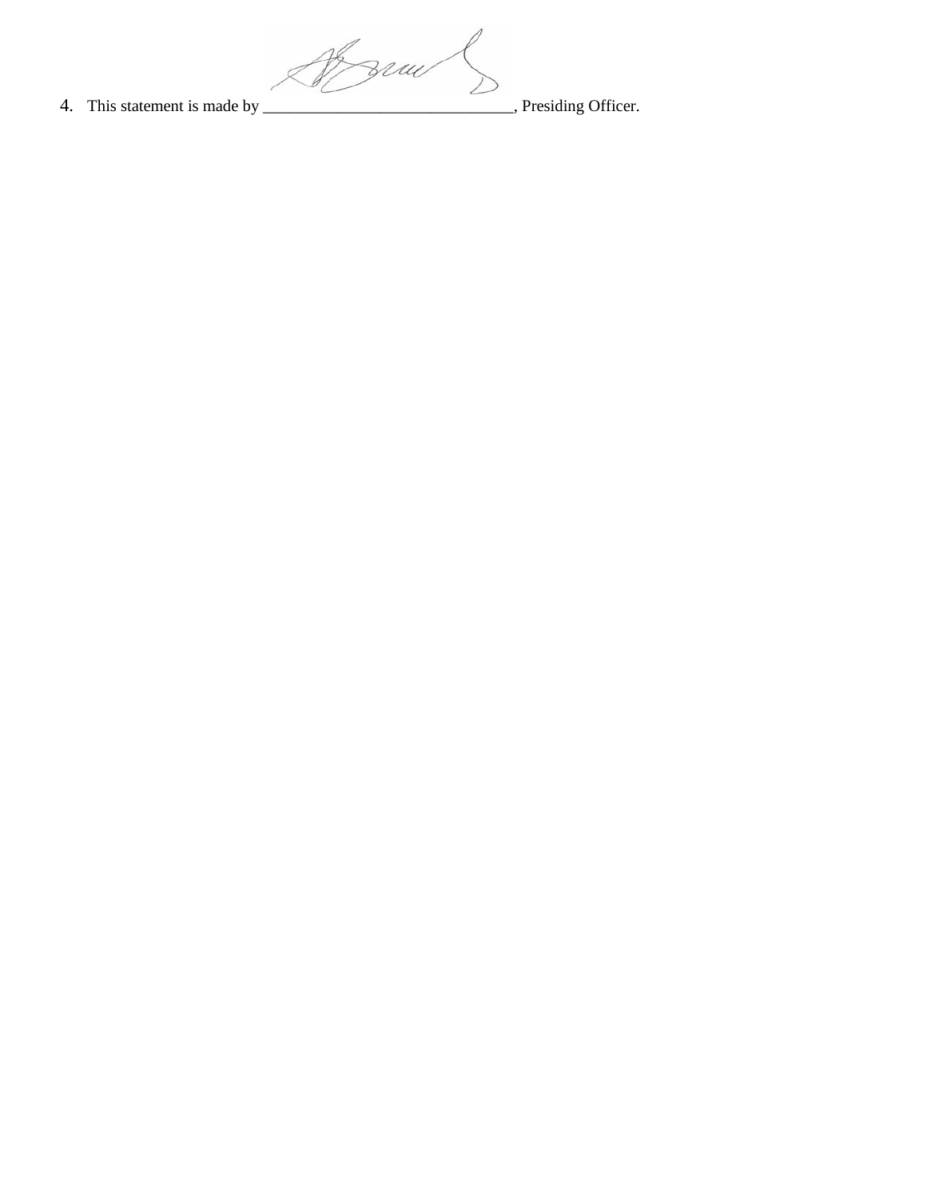4. This statement is made by ______________________________, Presiding Officer.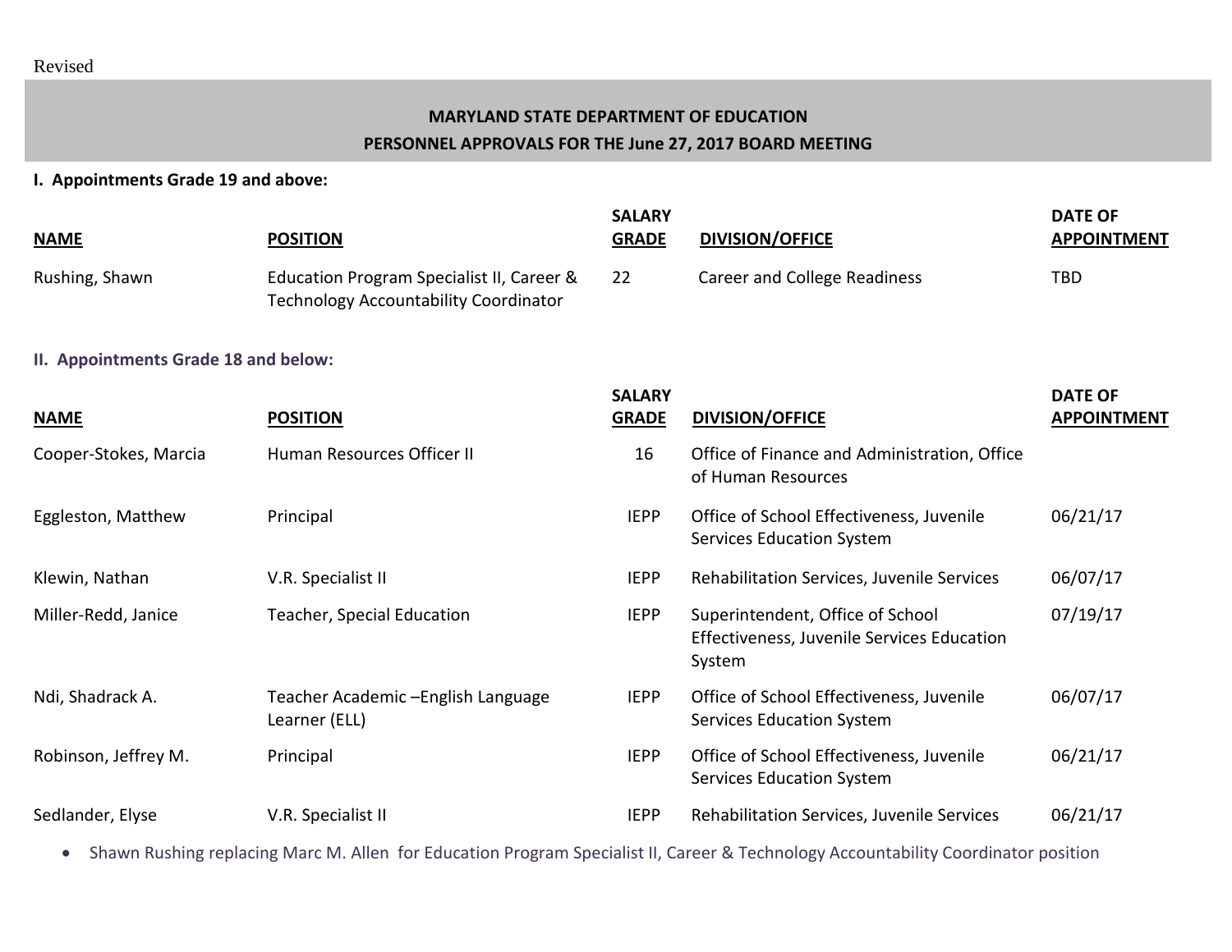Revised

**MARYLAND STATE DEPARTMENT OF EDUCATION**
**PERSONNEL APPROVALS FOR THE June 27, 2017 BOARD MEETING**

**I. Appointments Grade 19 and above:**

| NAME | POSITION | SALARY GRADE | DIVISION/OFFICE | DATE OF APPOINTMENT |
|---|---|---|---|---|
| Rushing, Shawn | Education Program Specialist II, Career & Technology Accountability Coordinator | 22 | Career and College Readiness | TBD |

**II. Appointments Grade 18 and below:**

| NAME | POSITION | SALARY GRADE | DIVISION/OFFICE | DATE OF APPOINTMENT |
|---|---|---|---|---|
| Cooper-Stokes, Marcia | Human Resources Officer II | 16 | Office of Finance and Administration, Office of Human Resources | |
| Eggleston, Matthew | Principal | IEPP | Office of School Effectiveness, Juvenile Services Education System | 06/21/17 |
| Klewin, Nathan | V.R. Specialist II | IEPP | Rehabilitation Services, Juvenile Services | 06/07/17 |
| Miller-Redd, Janice | Teacher, Special Education | IEPP | Superintendent, Office of School Effectiveness, Juvenile Services Education System | 07/19/17 |
| Ndi, Shadrack A. | Teacher Academic –English Language Learner (ELL) | IEPP | Office of School Effectiveness, Juvenile Services Education System | 06/07/17 |
| Robinson, Jeffrey M. | Principal | IEPP | Office of School Effectiveness, Juvenile Services Education System | 06/21/17 |
| Sedlander, Elyse | V.R. Specialist II | IEPP | Rehabilitation Services, Juvenile Services | 06/21/17 |

- Shawn Rushing replacing Marc M. Allen for Education Program Specialist II, Career & Technology Accountability Coordinator position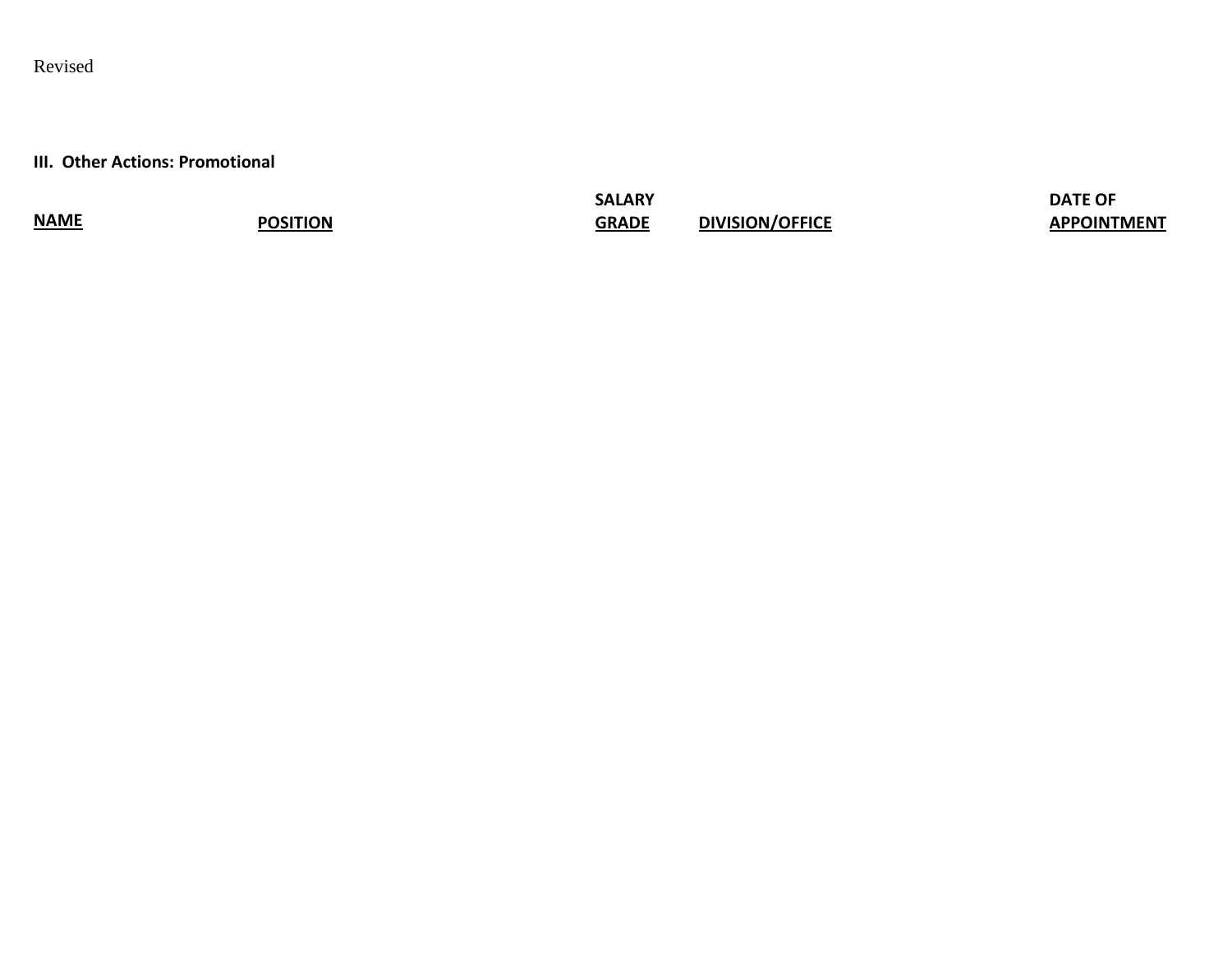Revised

**III. Other Actions: Promotional**

| NAME | POSITION | SALARY GRADE | DIVISION/OFFICE | DATE OF APPOINTMENT |
|---|---|---|---|---|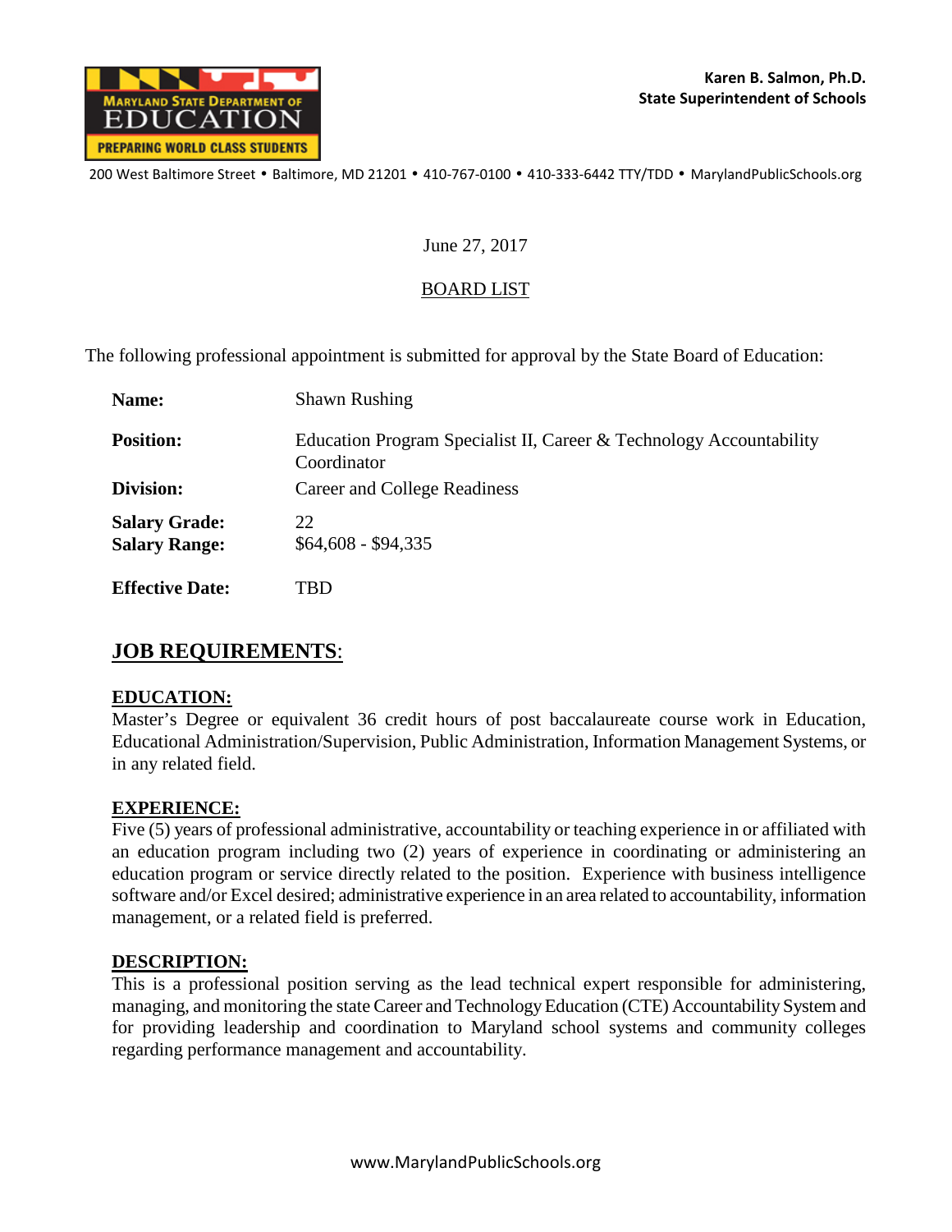**Karen B. Salmon, Ph.D.**
**State Superintendent of Schools**

MARYLAND STATE DEPARTMENT OF EDUCATION
PREPARING WORLD CLASS STUDENTS

200 West Baltimore Street • Baltimore, MD 21201 • 410-767-0100 • 410-333-6442 TTY/TDD • MarylandPublicSchools.org

June 27, 2017

BOARD LIST

The following professional appointment is submitted for approval by the State Board of Education:

| | |
|---|---|
| **Name:** | Shawn Rushing |
| **Position:** | Education Program Specialist II, Career & Technology Accountability Coordinator |
| **Division:** | Career and College Readiness |
| **Salary Grade:** | 22 |
| **Salary Range:** | $64,608 - $94,335 |
| **Effective Date:** | TBD |

## JOB REQUIREMENTS:

**EDUCATION:**
Master's Degree or equivalent 36 credit hours of post baccalaureate course work in Education, Educational Administration/Supervision, Public Administration, Information Management Systems, or in any related field.

**EXPERIENCE:**
Five (5) years of professional administrative, accountability or teaching experience in or affiliated with an education program including two (2) years of experience in coordinating or administering an education program or service directly related to the position. Experience with business intelligence software and/or Excel desired; administrative experience in an area related to accountability, information management, or a related field is preferred.

**DESCRIPTION:**
This is a professional position serving as the lead technical expert responsible for administering, managing, and monitoring the state Career and Technology Education (CTE) Accountability System and for providing leadership and coordination to Maryland school systems and community colleges regarding performance management and accountability.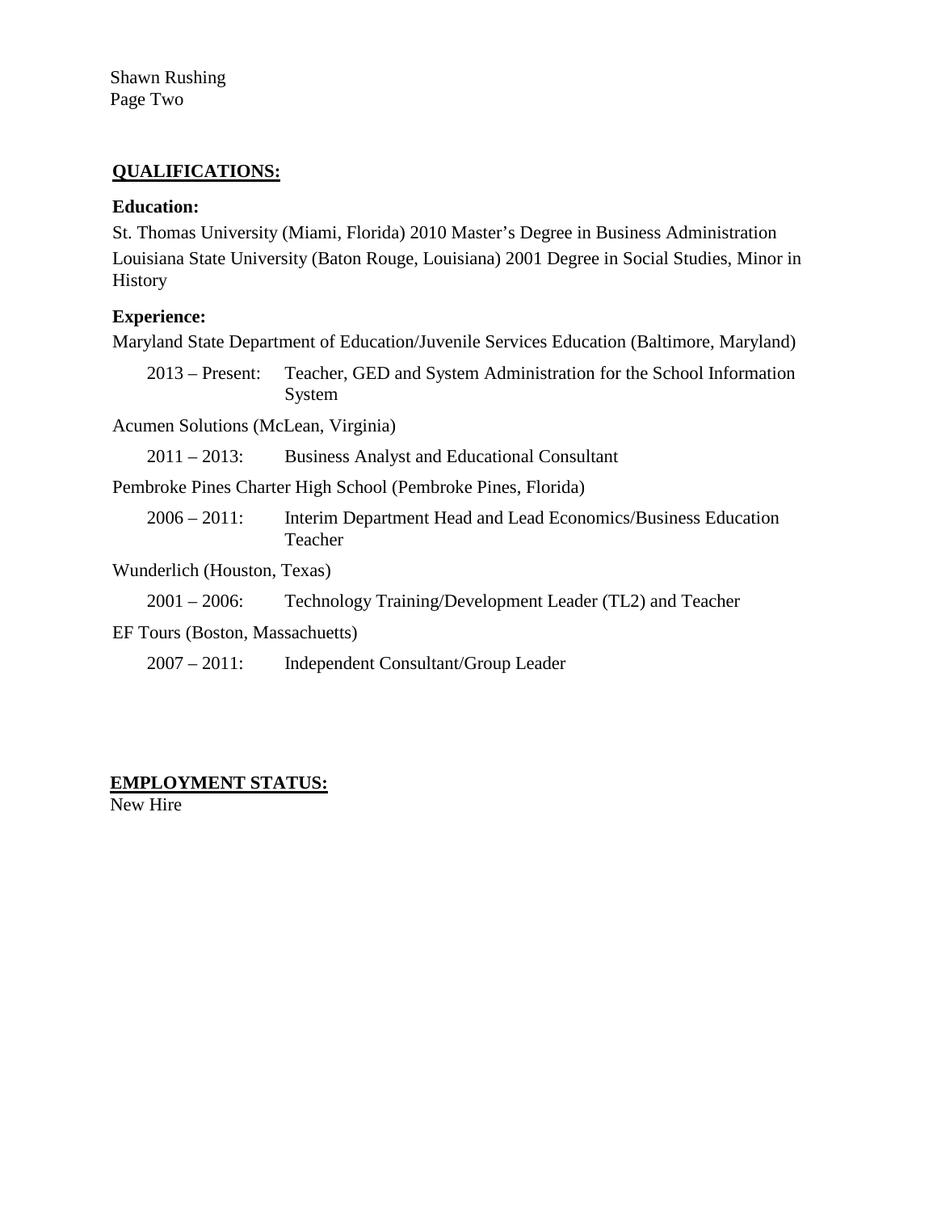Shawn Rushing
Page Two

## QUALIFICATIONS:

**Education:**

St. Thomas University (Miami, Florida) 2010 Master's Degree in Business Administration

Louisiana State University (Baton Rouge, Louisiana) 2001 Degree in Social Studies, Minor in History

**Experience:**

Maryland State Department of Education/Juvenile Services Education (Baltimore, Maryland)

| | |
|---|---|
| 2013 – Present: | Teacher, GED and System Administration for the School Information System |

Acumen Solutions (McLean, Virginia)

| | |
|---|---|
| 2011 – 2013: | Business Analyst and Educational Consultant |

Pembroke Pines Charter High School (Pembroke Pines, Florida)

| | |
|---|---|
| 2006 – 2011: | Interim Department Head and Lead Economics/Business Education Teacher |

Wunderlich (Houston, Texas)

| | |
|---|---|
| 2001 – 2006: | Technology Training/Development Leader (TL2) and Teacher |

EF Tours (Boston, Massachuetts)

| | |
|---|---|
| 2007 – 2011: | Independent Consultant/Group Leader |

## EMPLOYMENT STATUS:

New Hire